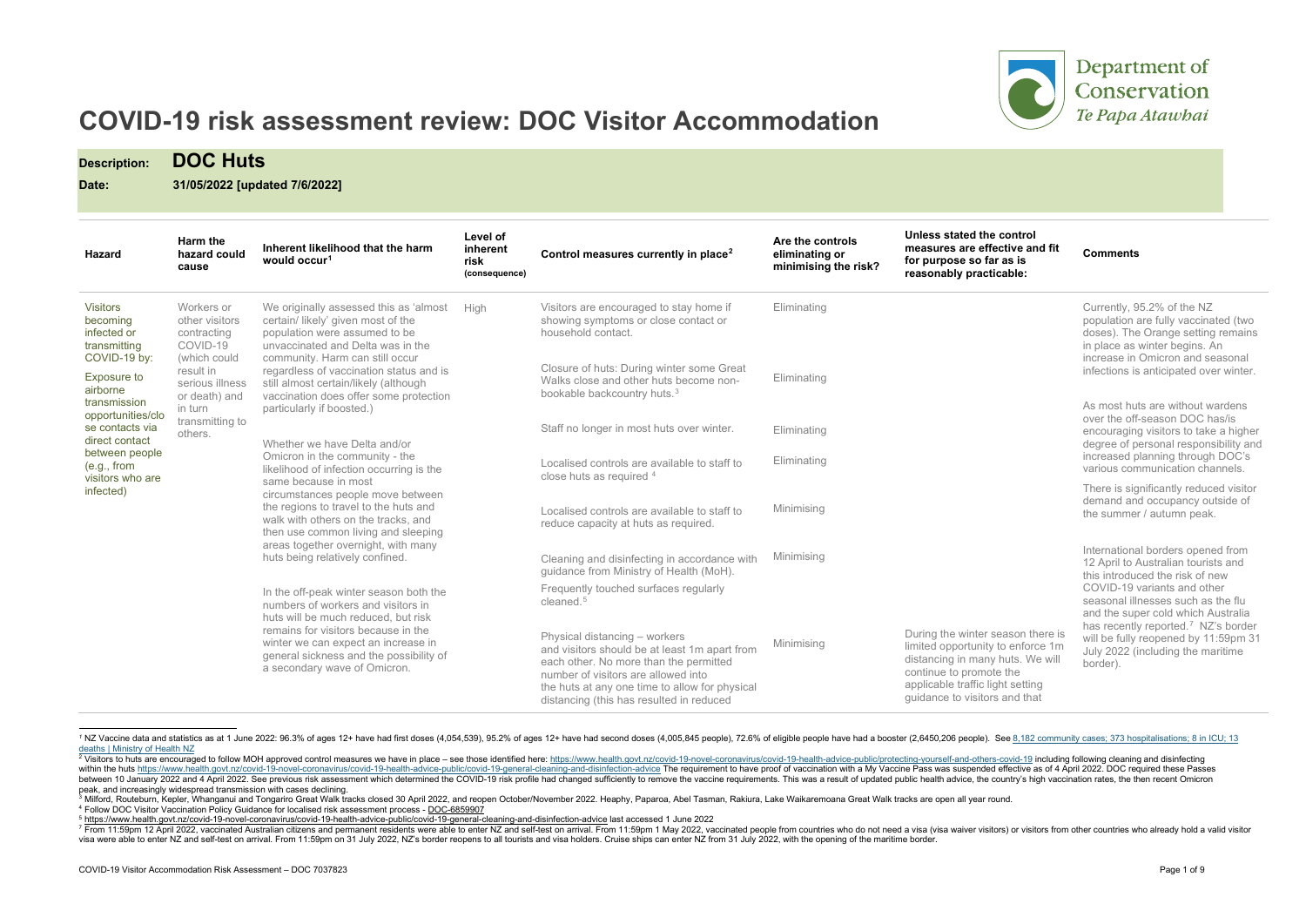# COVID-19 risk assessment review: DOC Visitor Accommodation

**Description:** **DOC Huts**

**Date:** **31/05/2022 [updated 7/6/2022]**

| Hazard | Harm the hazard could cause | Inherent likelihood that the harm would occur[1] | Level of inherent risk (consequence) | Control measures currently in place[2] | Are the controls eliminating or minimising the risk? | Unless stated the control measures are effective and fit for purpose so far as is reasonably practicable: | Comments |
|---|---|---|---|---|---|---|---|
| Visitors becoming infected or transmitting COVID-19 by:<br><br>Exposure to airborne transmission opportunities/close contacts via direct contact between people (e.g., from visitors who are infected) | Workers or other visitors contracting COVID-19 (which could result in serious illness or death) and in turn transmitting to others. | We originally assessed this as 'almost certain/ likely' given most of the population were assumed to be unvaccinated and Delta was in the community. Harm can still occur regardless of vaccination status and is still almost certain/likely (although vaccination does offer some protection particularly if boosted.)<br><br>Whether we have Delta and/or Omicron in the community - the likelihood of infection occurring is the same because in most circumstances people move between the regions to travel to the huts and walk with others on the tracks, and then use common living and sleeping areas together overnight, with many huts being relatively confined.<br><br>In the off-peak winter season both the numbers of workers and visitors in huts will be much reduced, but risk remains for visitors because in the winter we can expect an increase in general sickness and the possibility of a secondary wave of Omicron. | High | Visitors are encouraged to stay home if showing symptoms or close contact or household contact. | Eliminating | | Currently, 95.2% of the NZ population are fully vaccinated (two doses). The Orange setting remains in place as winter begins. An increase in Omicron and seasonal infections is anticipated over winter.<br><br>As most huts are without wardens over the off-season DOC has/is encouraging visitors to take a higher degree of personal responsibility and increased planning through DOC's various communication channels.<br><br>There is significantly reduced visitor demand and occupancy outside of the summer / autumn peak.<br><br>International borders opened from 12 April to Australian tourists and this introduced the risk of new COVID-19 variants and other seasonal illnesses such as the flu and the super cold which Australia has recently reported.[7] NZ's border will be fully reopened by 11:59pm 31 July 2022 (including the maritime border). |
| | | | | Closure of huts: During winter some Great Walks close and other huts become non-bookable backcountry huts.[3] | Eliminating | | |
| | | | | Staff no longer in most huts over winter. | Eliminating | | |
| | | | | Localised controls are available to staff to close huts as required [4] | Eliminating | | |
| | | | | Localised controls are available to staff to reduce capacity at huts as required. | Minimising | | |
| | | | | Cleaning and disinfecting in accordance with guidance from Ministry of Health (MoH).<br>Frequently touched surfaces regularly cleaned.[5] | Minimising | | |
| | | | | Physical distancing – workers and visitors should be at least 1m apart from each other. No more than the permitted number of visitors are allowed into the huts at any one time to allow for physical distancing (this has resulted in reduced | Minimising | During the winter season there is limited opportunity to enforce 1m distancing in many huts. We will continue to promote the applicable traffic light setting guidance to visitors and that | |

[1] NZ Vaccine data and statistics as at 1 June 2022: 96.3% of ages 12+ have had first doses (4,054,539), 95.2% of ages 12+ have had second doses (4,005,845 people), 72.6% of eligible people have had a booster (2,6450,206 people). See 8,182 community cases; 373 hospitalisations; 8 in ICU; 13 deaths | Ministry of Health NZ

[2] Visitors to huts are encouraged to follow MOH approved control measures we have in place – see those identified here: https://www.health.govt.nz/covid-19-novel-coronavirus/covid-19-health-advice-public/protecting-yourself-and-others-covid-19 including following cleaning and disinfecting within the huts https://www.health.govt.nz/covid-19-novel-coronavirus/covid-19-health-advice-public/covid-19-general-cleaning-and-disinfection-advice The requirement to have proof of vaccination with a My Vaccine Pass was suspended effective as of 4 April 2022. DOC required these Passes between 10 January 2022 and 4 April 2022. See previous risk assessment which determined the COVID-19 risk profile had changed sufficiently to remove the vaccine requirements. This was a result of updated public health advice, the country's high vaccination rates, the then recent Omicron peak, and increasingly widespread transmission with cases declining.

[3] Milford, Routeburn, Kepler, Whanganui and Tongariro Great Walk tracks closed 30 April 2022, and reopen October/November 2022. Heaphy, Paparoa, Abel Tasman, Rakiura, Lake Waikaremoana Great Walk tracks are open all year round.

[4] Follow DOC Visitor Vaccination Policy Guidance for localised risk assessment process - DOC-6859907

[5] https://www.health.govt.nz/covid-19-novel-coronavirus/covid-19-health-advice-public/covid-19-general-cleaning-and-disinfection-advice last accessed 1 June 2022

[7] From 11:59pm 12 April 2022, vaccinated Australian citizens and permanent residents were able to enter NZ and self-test on arrival. From 11:59pm 1 May 2022, vaccinated people from countries who do not need a visa (visa waiver visitors) or visitors from other countries who already hold a valid visitor visa were able to enter NZ and self-test on arrival. From 11:59pm on 31 July 2022, NZ's border reopens to all tourists and visa holders. Cruise ships can enter NZ from 31 July 2022, with the opening of the maritime border.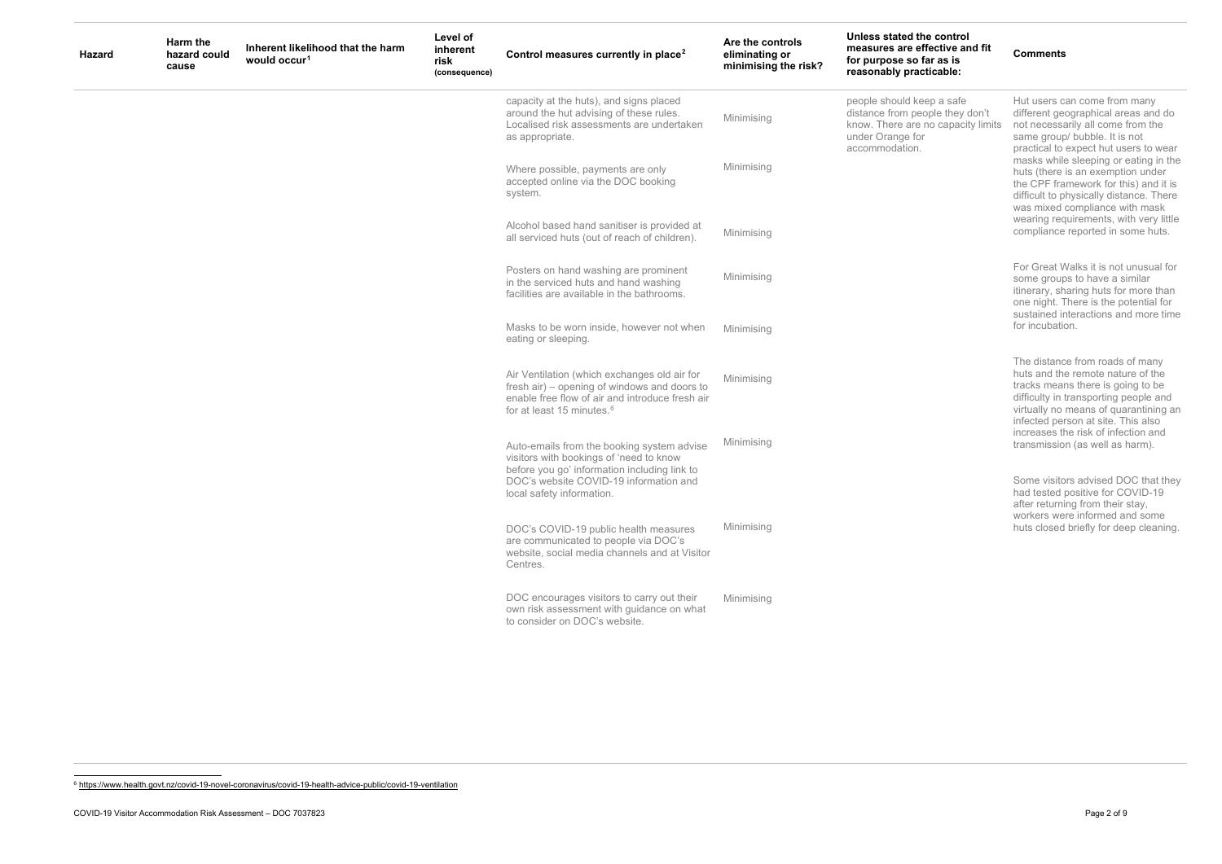| Hazard | Harm the hazard could cause | Inherent likelihood that the harm would occur[1] | Level of inherent risk (consequence) | Control measures currently in place[2] | Are the controls eliminating or minimising the risk? | Unless stated the control measures are effective and fit for purpose so far as is reasonably practicable: | Comments |
|---|---|---|---|---|---|---|---|
| | | | | capacity at the huts), and signs placed around the hut advising of these rules. Localised risk assessments are undertaken as appropriate. | Minimising | people should keep a safe distance from people they don't know. There are no capacity limits under Orange for accommodation. | Hut users can come from many different geographical areas and do not necessarily all come from the same group/ bubble. It is not practical to expect hut users to wear masks while sleeping or eating in the huts (there is an exemption under the CPF framework for this) and it is difficult to physically distance. There was mixed compliance with mask wearing requirements, with very little compliance reported in some huts. |
| | | | | Where possible, payments are only accepted online via the DOC booking system. | Minimising | | |
| | | | | Alcohol based hand sanitiser is provided at all serviced huts (out of reach of children). | Minimising | | |
| | | | | Posters on hand washing are prominent in the serviced huts and hand washing facilities are available in the bathrooms. | Minimising | | For Great Walks it is not unusual for some groups to have a similar itinerary, sharing huts for more than one night. There is the potential for sustained interactions and more time for incubation. |
| | | | | Masks to be worn inside, however not when eating or sleeping. | Minimising | | |
| | | | | Air Ventilation (which exchanges old air for fresh air) – opening of windows and doors to enable free flow of air and introduce fresh air for at least 15 minutes.[6] | Minimising | | The distance from roads of many huts and the remote nature of the tracks means there is going to be difficulty in transporting people and virtually no means of quarantining an infected person at site. This also increases the risk of infection and transmission (as well as harm). |
| | | | | Auto-emails from the booking system advise visitors with bookings of 'need to know before you go' information including link to DOC's website COVID-19 information and local safety information. | Minimising | | Some visitors advised DOC that they had tested positive for COVID-19 after returning from their stay, workers were informed and some huts closed briefly for deep cleaning. |
| | | | | DOC's COVID-19 public health measures are communicated to people via DOC's website, social media channels and at Visitor Centres. | Minimising | | |
| | | | | DOC encourages visitors to carry out their own risk assessment with guidance on what to consider on DOC's website. | Minimising | | |

[6] https://www.health.govt.nz/covid-19-novel-coronavirus/covid-19-health-advice-public/covid-19-ventilation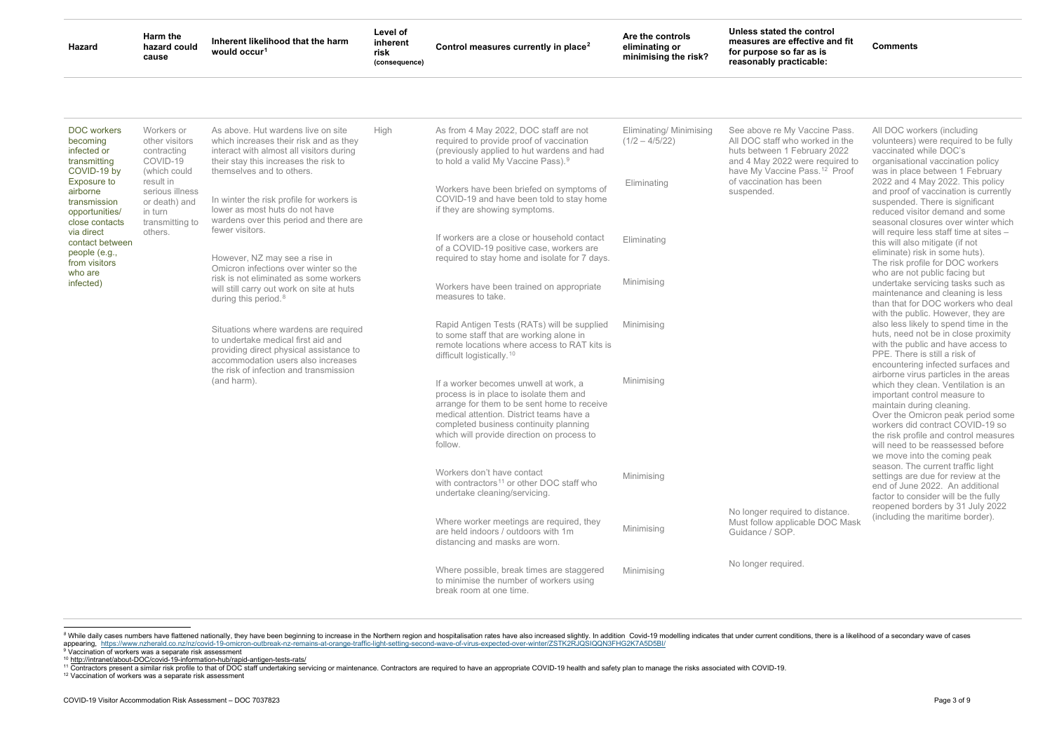| Hazard | Harm the hazard could cause | Inherent likelihood that the harm would occur[1] | Level of inherent risk (consequence) | Control measures currently in place[2] | Are the controls eliminating or minimising the risk? | Unless stated the control measures are effective and fit for purpose so far as is reasonably practicable: | Comments |
|---|---|---|---|---|---|---|---|
| DOC workers becoming infected or transmitting COVID-19 by Exposure to airborne transmission opportunities/ close contacts via direct contact between people (e.g., from visitors who are infected) | Workers or other visitors contracting COVID-19 (which could result in serious illness or death) and in turn transmitting to others. | As above. Hut wardens live on site which increases their risk and as they interact with almost all visitors during their stay this increases the risk to themselves and to others.<br><br>In winter the risk profile for workers is lower as most huts do not have wardens over this period and there are fewer visitors.<br><br>However, NZ may see a rise in Omicron infections over winter so the risk is not eliminated as some workers will still carry out work on site at huts during this period.[8]<br><br>Situations where wardens are required to undertake medical first aid and providing direct physical assistance to accommodation users also increases the risk of infection and transmission (and harm). | High | As from 4 May 2022, DOC staff are not required to provide proof of vaccination (previously applied to hut wardens and had to hold a valid My Vaccine Pass).[9] | Eliminating/ Minimising (1/2 – 4/5/22) | See above re My Vaccine Pass. All DOC staff who worked in the huts between 1 February 2022 and 4 May 2022 were required to have My Vaccine Pass.[12] Proof of vaccination has been suspended. | All DOC workers (including volunteers) were required to be fully vaccinated while DOC's organisational vaccination policy was in place between 1 February 2022 and 4 May 2022. This policy and proof of vaccination is currently suspended. There is significant reduced visitor demand and some seasonal closures over winter which will require less staff time at sites – this will also mitigate (if not eliminate) risk in some huts. The risk profile for DOC workers who are not public facing but undertake servicing tasks such as maintenance and cleaning is less than that for DOC workers who deal with the public. However, they are also less likely to spend time in the huts, need not be in close proximity with the public and have access to PPE. There is still a risk of encountering infected surfaces and airborne virus particles in the areas which they clean. Ventilation is an important control measure to maintain during cleaning. Over the Omicron peak period some workers did contract COVID-19 so the risk profile and control measures will need to be reassessed before we move into the coming peak season. The current traffic light settings are due for review at the end of June 2022. An additional factor to consider will be the fully reopened borders by 31 July 2022 (including the maritime border). |
| | | | | Workers have been briefed on symptoms of COVID-19 and have been told to stay home if they are showing symptoms. | Eliminating | | |
| | | | | If workers are a close or household contact of a COVID-19 positive case, workers are required to stay home and isolate for 7 days. | Eliminating | | |
| | | | | Workers have been trained on appropriate measures to take. | Minimising | | |
| | | | | Rapid Antigen Tests (RATs) will be supplied to some staff that are working alone in remote locations where access to RAT kits is difficult logistically.[10] | Minimising | | |
| | | | | If a worker becomes unwell at work, a process is in place to isolate them and arrange for them to be sent home to receive medical attention. District teams have a completed business continuity planning which will provide direction on process to follow. | Minimising | | |
| | | | | Workers don't have contact with contractors[11] or other DOC staff who undertake cleaning/servicing. | Minimising | | |
| | | | | Where worker meetings are required, they are held indoors / outdoors with 1m distancing and masks are worn. | Minimising | No longer required to distance. Must follow applicable DOC Mask Guidance / SOP. | |
| | | | | Where possible, break times are staggered to minimise the number of workers using break room at one time. | Minimising | No longer required. | |

[8] While daily cases numbers have flattened nationally, they have been beginning to increase in the Northern region and hospitalisation rates have also increased slightly. In addition Covid-19 modelling indicates that under current conditions, there is a likelihood of a secondary wave of cases appearing, https://www.nzherald.co.nz/nz/covid-19-omicron-outbreak-nz-remains-at-orange-traffic-light-setting-second-wave-of-virus-expected-over-winter/ZSTK2RJQSIQQN3FHG2K7A5D5BI/

[9] Vaccination of workers was a separate risk assessment

[10] http://intranet/about-DOC/covid-19-information-hub/rapid-antigen-tests-rats/

[11] Contractors present a similar risk profile to that of DOC staff undertaking servicing or maintenance. Contractors are required to have an appropriate COVID-19 health and safety plan to manage the risks associated with COVID-19.

[12] Vaccination of workers was a separate risk assessment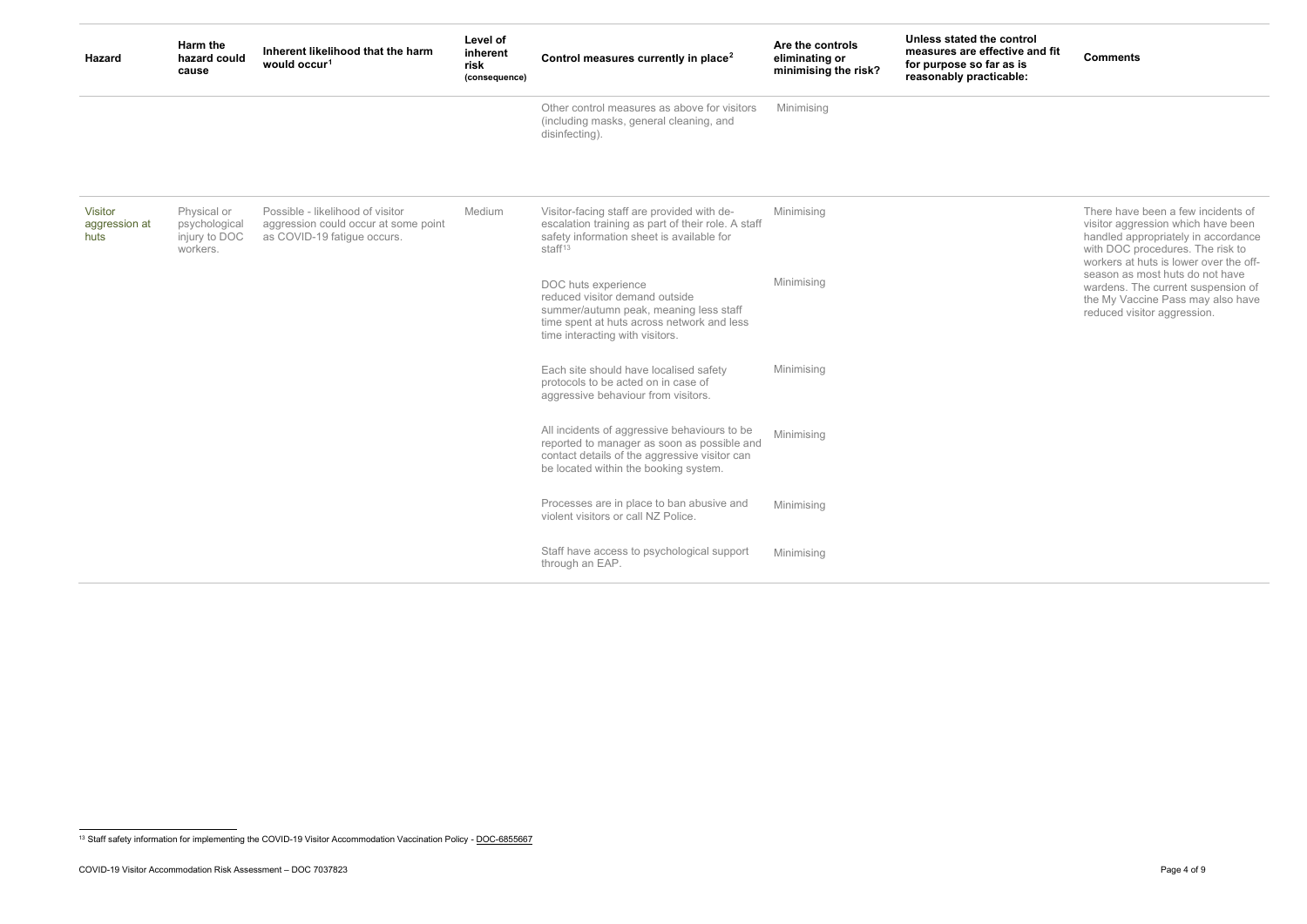| Hazard | Harm the hazard could cause | Inherent likelihood that the harm would occur[1] | Level of inherent risk (consequence) | Control measures currently in place[2] | Are the controls eliminating or minimising the risk? | Unless stated the control measures are effective and fit for purpose so far as is reasonably practicable: | Comments |
|---|---|---|---|---|---|---|---|
| | | | | Other control measures as above for visitors (including masks, general cleaning, and disinfecting). | Minimising | | |
| Visitor aggression at huts | Physical or psychological injury to DOC workers. | Possible - likelihood of visitor aggression could occur at some point as COVID-19 fatigue occurs. | Medium | Visitor-facing staff are provided with de-escalation training as part of their role. A staff safety information sheet is available for staff[13] | Minimising | | There have been a few incidents of visitor aggression which have been handled appropriately in accordance with DOC procedures. The risk to workers at huts is lower over the off-season as most huts do not have wardens. The current suspension of the My Vaccine Pass may also have reduced visitor aggression. |
| | | | | DOC huts experience reduced visitor demand outside summer/autumn peak, meaning less staff time spent at huts across network and less time interacting with visitors. | Minimising | | |
| | | | | Each site should have localised safety protocols to be acted on in case of aggressive behaviour from visitors. | Minimising | | |
| | | | | All incidents of aggressive behaviours to be reported to manager as soon as possible and contact details of the aggressive visitor can be located within the booking system. | Minimising | | |
| | | | | Processes are in place to ban abusive and violent visitors or call NZ Police. | Minimising | | |
| | | | | Staff have access to psychological support through an EAP. | Minimising | | |

[13] Staff safety information for implementing the COVID-19 Visitor Accommodation Vaccination Policy - DOC-6855667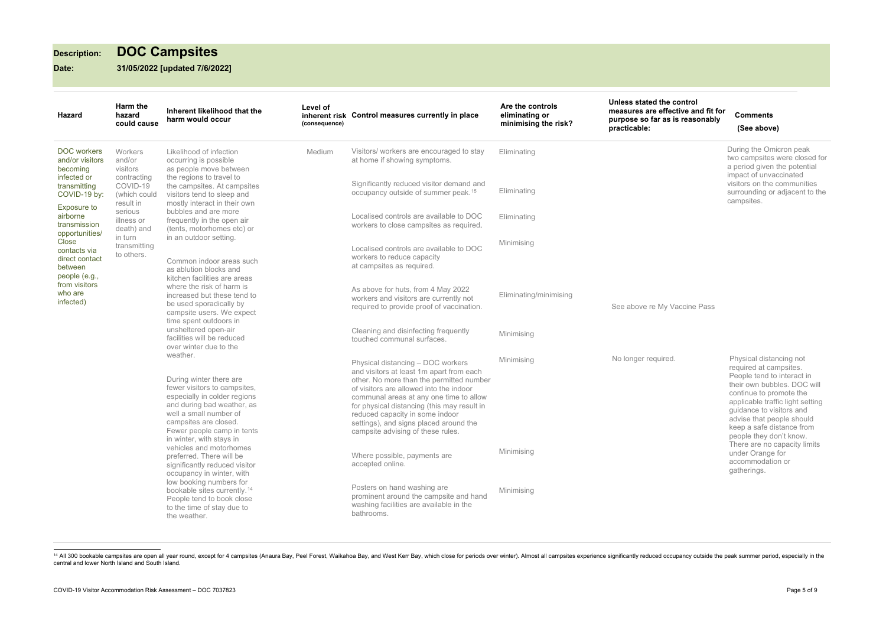**Description:** **DOC Campsites**

**Date:** **31/05/2022 [updated 7/6/2022]**

| Hazard | Harm the hazard could cause | Inherent likelihood that the harm would occur | Level of inherent risk (consequence) | Control measures currently in place | Are the controls eliminating or minimising the risk? | Unless stated the control measures are effective and fit for purpose so far as is reasonably practicable: | Comments (See above) |
|---|---|---|---|---|---|---|---|
| DOC workers and/or visitors becoming infected or transmitting COVID-19 by: Exposure to airborne transmission opportunities/ Close contacts via direct contact between people (e.g., from visitors who are infected) | Workers and/or visitors contracting COVID-19 (which could result in serious illness or death) and in turn transmitting to others. | Likelihood of infection occurring is possible as people move between the regions to travel to the campsites. At campsites visitors tend to sleep and mostly interact in their own bubbles and are more frequently in the open air (tents, motorhomes etc) or in an outdoor setting. Common indoor areas such as ablution blocks and kitchen facilities are areas where the risk of harm is increased but these tend to be used sporadically by campsite users. We expect time spent outdoors in unsheltered open-air facilities will be reduced over winter due to the weather. During winter there are fewer visitors to campsites, especially in colder regions and during bad weather, as well a small number of campsites are closed. Fewer people camp in tents in winter, with stays in vehicles and motorhomes preferred. There will be significantly reduced visitor occupancy in winter, with low booking numbers for bookable sites currently.[14] People tend to book close to the time of stay due to the weather. | Medium | Visitors/ workers are encouraged to stay at home if showing symptoms. | Eliminating | | During the Omicron peak two campsites were closed for a period given the potential impact of unvaccinated visitors on the communities surrounding or adjacent to the campsites. |
| | | | | Significantly reduced visitor demand and occupancy outside of summer peak.[15] | Eliminating | | |
| | | | | Localised controls are available to DOC workers to close campsites as required. | Eliminating | | |
| | | | | Localised controls are available to DOC workers to reduce capacity at campsites as required. | Minimising | | |
| | | | | As above for huts, from 4 May 2022 workers and visitors are currently not required to provide proof of vaccination. | Eliminating/minimising | See above re My Vaccine Pass | |
| | | | | Cleaning and disinfecting frequently touched communal surfaces. | Minimising | | |
| | | | | Physical distancing – DOC workers and visitors at least 1m apart from each other. No more than the permitted number of visitors are allowed into the indoor communal areas at any one time to allow for physical distancing (this may result in reduced capacity in some indoor settings), and signs placed around the campsite advising of these rules. | Minimising | No longer required. | Physical distancing not required at campsites. People tend to interact in their own bubbles. DOC will continue to promote the applicable traffic light setting guidance to visitors and advise that people should keep a safe distance from people they don't know. There are no capacity limits under Orange for accommodation or gatherings. |
| | | | | Where possible, payments are accepted online. | Minimising | | |
| | | | | Posters on hand washing are prominent around the campsite and hand washing facilities are available in the bathrooms. | Minimising | | |

[14] All 300 bookable campsites are open all year round, except for 4 campsites (Anaura Bay, Peel Forest, Waikahoa Bay, and West Kerr Bay, which close for periods over winter). Almost all campsites experience significantly reduced occupancy outside the peak summer period, especially in the central and lower North Island and South Island.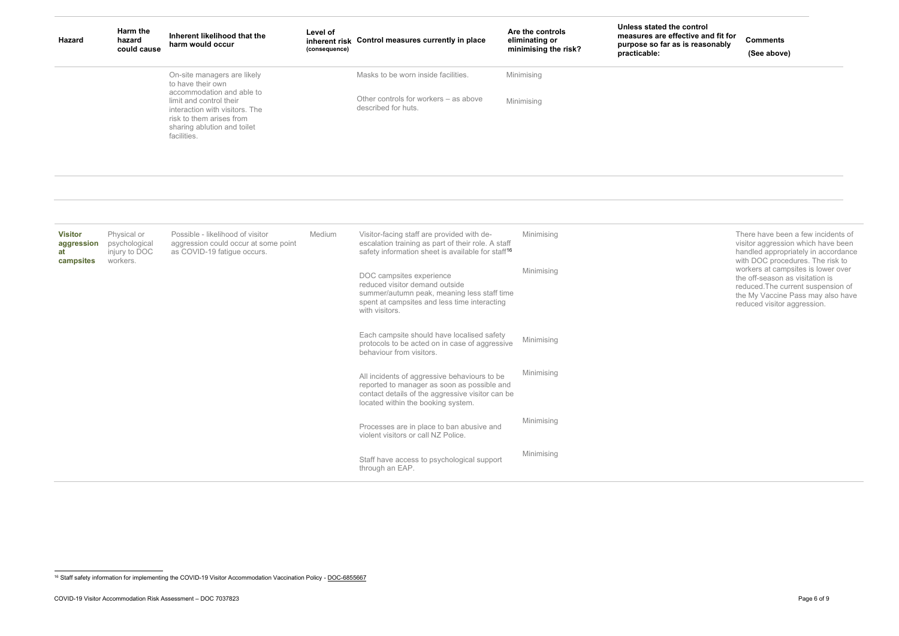| Hazard | Harm the hazard could cause | Inherent likelihood that the harm would occur | Level of inherent risk (consequence) | Control measures currently in place | Are the controls eliminating or minimising the risk? | Unless stated the control measures are effective and fit for purpose so far as is reasonably practicable: | Comments (See above) |
|---|---|---|---|---|---|---|---|
| | | On-site managers are likely to have their own accommodation and able to limit and control their interaction with visitors. The risk to them arises from sharing ablution and toilet facilities. | | Masks to be worn inside facilities.<br><br>Other controls for workers – as above described for huts. | Minimising<br><br>Minimising | | |
| **Visitor aggression at campsites** | Physical or psychological injury to DOC workers. | Possible - likelihood of visitor aggression could occur at some point as COVID-19 fatigue occurs. | Medium | Visitor-facing staff are provided with de-escalation training as part of their role. A staff safety information sheet is available for staff[16]<br><br>DOC campsites experience reduced visitor demand outside summer/autumn peak, meaning less staff time spent at campsites and less time interacting with visitors.<br><br>Each campsite should have localised safety protocols to be acted on in case of aggressive behaviour from visitors.<br><br>All incidents of aggressive behaviours to be reported to manager as soon as possible and contact details of the aggressive visitor can be located within the booking system.<br><br>Processes are in place to ban abusive and violent visitors or call NZ Police.<br><br>Staff have access to psychological support through an EAP. | Minimising<br><br>Minimising<br><br>Minimising<br><br>Minimising<br><br>Minimising<br><br>Minimising | | There have been a few incidents of visitor aggression which have been handled appropriately in accordance with DOC procedures. The risk to workers at campsites is lower over the off-season as visitation is reduced.The current suspension of the My Vaccine Pass may also have reduced visitor aggression. |

[16] Staff safety information for implementing the COVID-19 Visitor Accommodation Vaccination Policy - DOC-6855667

COVID-19 Visitor Accommodation Risk Assessment – DOC 7037823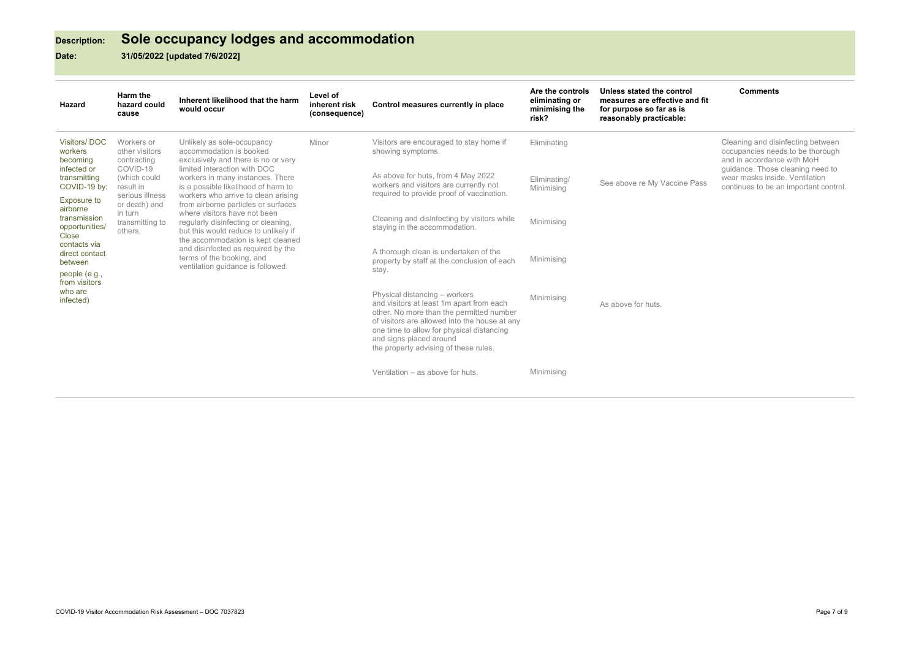**Description:** **Sole occupancy lodges and accommodation**

**Date:** **31/05/2022 [updated 7/6/2022]**

| Hazard | Harm the hazard could cause | Inherent likelihood that the harm would occur | Level of inherent risk (consequence) | Control measures currently in place | Are the controls eliminating or minimising the risk? | Unless stated the control measures are effective and fit for purpose so far as is reasonably practicable: | Comments |
|---|---|---|---|---|---|---|---|
| Visitors/ DOC workers becoming infected or transmitting COVID-19 by: Exposure to airborne transmission opportunities/ Close contacts via direct contact between people (e.g., from visitors who are infected) | Workers or other visitors contracting COVID-19 (which could result in serious illness or death) and in turn transmitting to others. | Unlikely as sole-occupancy accommodation is booked exclusively and there is no or very limited interaction with DOC workers in many instances. There is a possible likelihood of harm to workers who arrive to clean arising from airborne particles or surfaces where visitors have not been regularly disinfecting or cleaning, but this would reduce to unlikely if the accommodation is kept cleaned and disinfected as required by the terms of the booking, and ventilation guidance is followed. | Minor | Visitors are encouraged to stay home if showing symptoms. | Eliminating | | Cleaning and disinfecting between occupancies needs to be thorough and in accordance with MoH guidance. Those cleaning need to wear masks inside. Ventilation continues to be an important control. |
| | | | | As above for huts, from 4 May 2022 workers and visitors are currently not required to provide proof of vaccination. | Eliminating/ Minimising | See above re My Vaccine Pass | |
| | | | | Cleaning and disinfecting by visitors while staying in the accommodation. | Minimising | | |
| | | | | A thorough clean is undertaken of the property by staff at the conclusion of each stay. | Minimising | | |
| | | | | Physical distancing – workers and visitors at least 1m apart from each other. No more than the permitted number of visitors are allowed into the house at any one time to allow for physical distancing and signs placed around the property advising of these rules. | Minimising | As above for huts. | |
| | | | | Ventilation – as above for huts. | Minimising | | |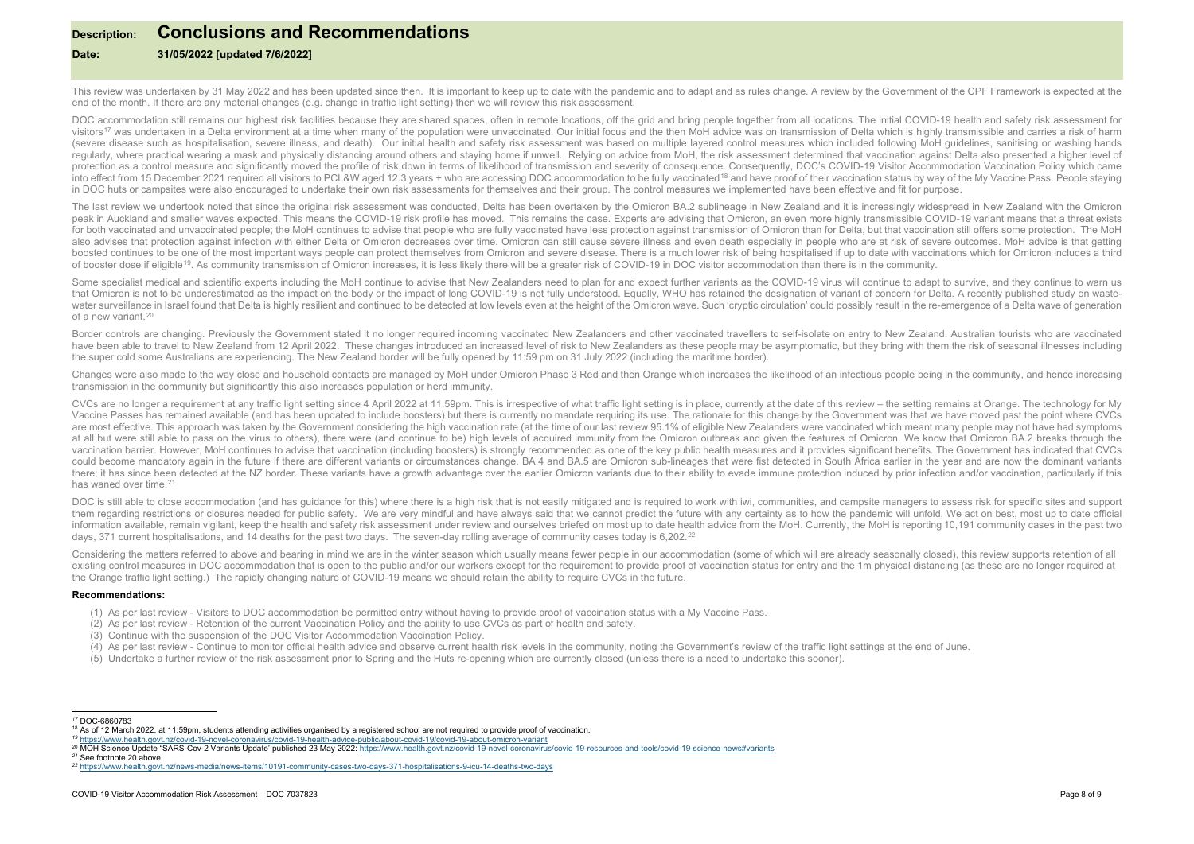**Description:** **Conclusions and Recommendations**

**Date:** **31/05/2022 [updated 7/6/2022]**

This review was undertaken by 31 May 2022 and has been updated since then. It is important to keep up to date with the pandemic and to adapt and as rules change. A review by the Government of the CPF Framework is expected at the end of the month. If there are any material changes (e.g. change in traffic light setting) then we will review this risk assessment.

DOC accommodation still remains our highest risk facilities because they are shared spaces, often in remote locations, off the grid and bring people together from all locations. The initial COVID-19 health and safety risk assessment for visitors[17] was undertaken in a Delta environment at a time when many of the population were unvaccinated. Our initial focus and the then MoH advice was on transmission of Delta which is highly transmissible and carries a risk of harm (severe disease such as hospitalisation, severe illness, and death). Our initial health and safety risk assessment was based on multiple layered control measures which included following MoH guidelines, sanitising or washing hands regularly, where practical wearing a mask and physically distancing around others and staying home if unwell. Relying on advice from MoH, the risk assessment determined that vaccination against Delta also presented a higher level of protection as a control measure and significantly moved the profile of risk down in terms of likelihood of transmission and severity of consequence. Consequently, DOC's COVID-19 Visitor Accommodation Vaccination Policy which came into effect from 15 December 2021 required all visitors to PCL&W aged 12.3 years + who are accessing DOC accommodation to be fully vaccinated[18] and have proof of their vaccination status by way of the My Vaccine Pass. People staying in DOC huts or campsites were also encouraged to undertake their own risk assessments for themselves and their group. The control measures we implemented have been effective and fit for purpose.

The last review we undertook noted that since the original risk assessment was conducted, Delta has been overtaken by the Omicron BA.2 sublineage in New Zealand and it is increasingly widespread in New Zealand with the Omicron peak in Auckland and smaller waves expected. This means the COVID-19 risk profile has moved. This remains the case. Experts are advising that Omicron, an even more highly transmissible COVID-19 variant means that a threat exists for both vaccinated and unvaccinated people; the MoH continues to advise that people who are fully vaccinated have less protection against transmission of Omicron than for Delta, but that vaccination still offers some protection. The MoH also advises that protection against infection with either Delta or Omicron decreases over time. Omicron can still cause severe illness and even death especially in people who are at risk of severe outcomes. MoH advice is that getting boosted continues to be one of the most important ways people can protect themselves from Omicron and severe disease. There is a much lower risk of being hospitalised if up to date with vaccinations which for Omicron includes a third of booster dose if eligible[19]. As community transmission of Omicron increases, it is less likely there will be a greater risk of COVID-19 in DOC visitor accommodation than there is in the community.

Some specialist medical and scientific experts including the MoH continue to advise that New Zealanders need to plan for and expect further variants as the COVID-19 virus will continue to adapt to survive, and they continue to warn us that Omicron is not to be underestimated as the impact on the body or the impact of long COVID-19 is not fully understood. Equally, WHO has retained the designation of variant of concern for Delta. A recently published study on waste-water surveillance in Israel found that Delta is highly resilient and continued to be detected at low levels even at the height of the Omicron wave. Such 'cryptic circulation' could possibly result in the re-emergence of a Delta wave of generation of a new variant.[20]

Border controls are changing. Previously the Government stated it no longer required incoming vaccinated New Zealanders and other vaccinated travellers to self-isolate on entry to New Zealand. Australian tourists who are vaccinated have been able to travel to New Zealand from 12 April 2022. These changes introduced an increased level of risk to New Zealanders as these people may be asymptomatic, but they bring with them the risk of seasonal illnesses including the super cold some Australians are experiencing. The New Zealand border will be fully opened by 11:59 pm on 31 July 2022 (including the maritime border).

Changes were also made to the way close and household contacts are managed by MoH under Omicron Phase 3 Red and then Orange which increases the likelihood of an infectious people being in the community, and hence increasing transmission in the community but significantly this also increases population or herd immunity.

CVCs are no longer a requirement at any traffic light setting since 4 April 2022 at 11:59pm. This is irrespective of what traffic light setting is in place, currently at the date of this review – the setting remains at Orange. The technology for My Vaccine Passes has remained available (and has been updated to include boosters) but there is currently no mandate requiring its use. The rationale for this change by the Government was that we have moved past the point where CVCs are most effective. This approach was taken by the Government considering the high vaccination rate (at the time of our last review 95.1% of eligible New Zealanders were vaccinated which meant many people may not have had symptoms at all but were still able to pass on the virus to others), there were (and continue to be) high levels of acquired immunity from the Omicron outbreak and given the features of Omicron. We know that Omicron BA.2 breaks through the vaccination barrier. However, MoH continues to advise that vaccination (including boosters) is strongly recommended as one of the key public health measures and it provides significant benefits. The Government has indicated that CVCs could become mandatory again in the future if there are different variants or circumstances change. BA.4 and BA.5 are Omicron sub-lineages that were fist detected in South Africa earlier in the year and are now the dominant variants there; it has since been detected at the NZ border. These variants have a growth advantage over the earlier Omicron variants due to their ability to evade immune protection induced by prior infection and/or vaccination, particularly if this has waned over time.[21]

DOC is still able to close accommodation (and has guidance for this) where there is a high risk that is not easily mitigated and is required to work with iwi, communities, and campsite managers to assess risk for specific sites and support them regarding restrictions or closures needed for public safety. We are very mindful and have always said that we cannot predict the future with any certainty as to how the pandemic will unfold. We act on best, most up to date official information available, remain vigilant, keep the health and safety risk assessment under review and ourselves briefed on most up to date health advice from the MoH. Currently, the MoH is reporting 10,191 community cases in the past two days, 371 current hospitalisations, and 14 deaths for the past two days. The seven-day rolling average of community cases today is 6,202.[22]

Considering the matters referred to above and bearing in mind we are in the winter season which usually means fewer people in our accommodation (some of which will are already seasonally closed), this review supports retention of all existing control measures in DOC accommodation that is open to the public and/or our workers except for the requirement to provide proof of vaccination status for entry and the 1m physical distancing (as these are no longer required at the Orange traffic light setting.) The rapidly changing nature of COVID-19 means we should retain the ability to require CVCs in the future.

**Recommendations:**

(1) As per last review - Visitors to DOC accommodation be permitted entry without having to provide proof of vaccination status with a My Vaccine Pass.
(2) As per last review - Retention of the current Vaccination Policy and the ability to use CVCs as part of health and safety.
(3) Continue with the suspension of the DOC Visitor Accommodation Vaccination Policy.
(4) As per last review - Continue to monitor official health advice and observe current health risk levels in the community, noting the Government's review of the traffic light settings at the end of June.
(5) Undertake a further review of the risk assessment prior to Spring and the Huts re-opening which are currently closed (unless there is a need to undertake this sooner).

---

[17] DOC-6860783

[18] As of 12 March 2022, at 11:59pm, students attending activities organised by a registered school are not required to provide proof of vaccination.

[19] https://www.health.govt.nz/covid-19-novel-coronavirus/covid-19-health-advice-public/about-covid-19/covid-19-about-omicron-variant

[20] MOH Science Update "SARS-Cov-2 Variants Update' published 23 May 2022: https://www.health.govt.nz/covid-19-novel-coronavirus/covid-19-resources-and-tools/covid-19-science-news#variants

[21] See footnote 20 above.

[22] https://www.health.govt.nz/news-media/news-items/10191-community-cases-two-days-371-hospitalisations-9-icu-14-deaths-two-days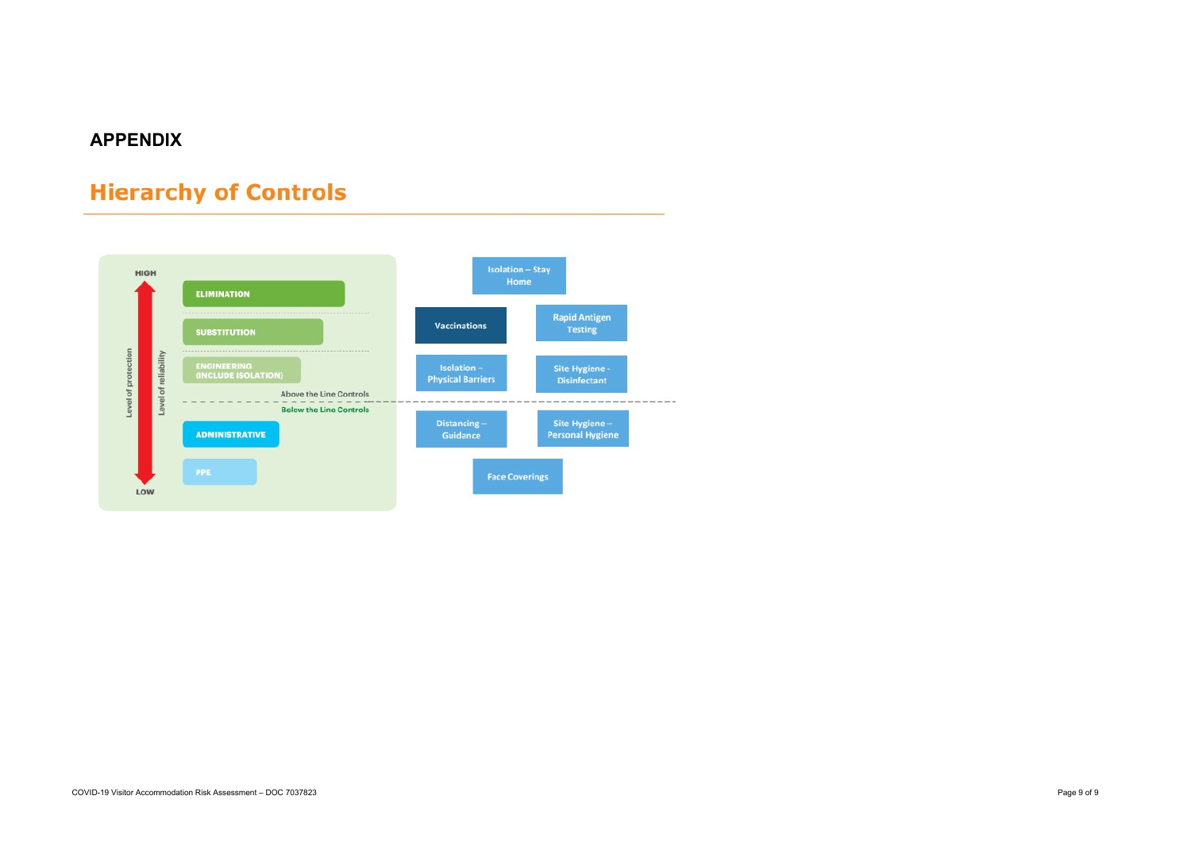# APPENDIX

## Hierarchy of Controls

HIGH

ELIMINATION

SUBSTITUTION

ENGINEERING (INCLUDE ISOLATION)

Level of protection

Level of reliability

Above the Line Controls

Below the Line Controls

ADMINISTRATIVE

PPE

LOW

Isolation – Stay Home

Vaccinations

Rapid Antigen Testing

Isolation – Physical Barriers

Site Hygiene - Disinfectant

Distancing – Guidance

Site Hygiene – Personal Hygiene

Face Coverings